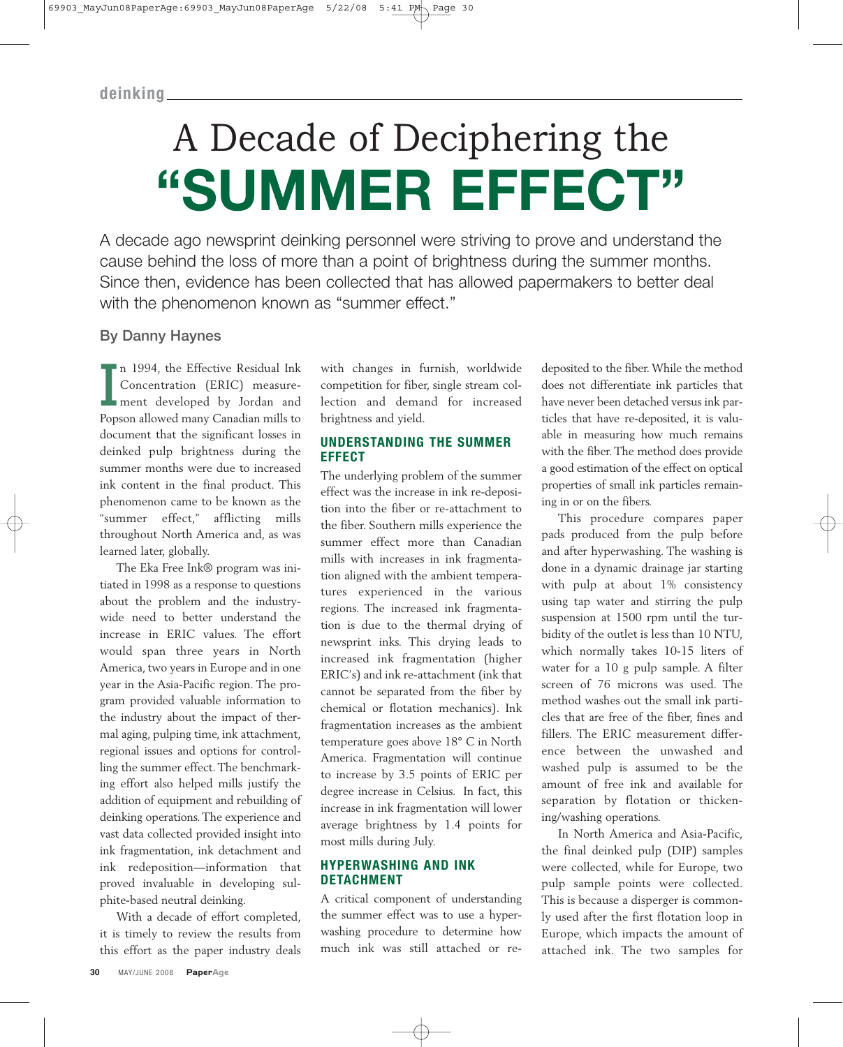deinking

# A Decade of Deciphering the "SUMMER EFFECT"

A decade ago newsprint deinking personnel were striving to prove and understand the cause behind the loss of more than a point of brightness during the summer months. Since then, evidence has been collected that has allowed papermakers to better deal with the phenomenon known as "summer effect."

**By Danny Haynes**

In 1994, the Effective Residual Ink Concentration (ERIC) measurement developed by Jordan and Popson allowed many Canadian mills to document that the significant losses in deinked pulp brightness during the summer months were due to increased ink content in the final product. This phenomenon came to be known as the "summer effect," afflicting mills throughout North America and, as was learned later, globally.

The Eka Free Ink® program was initiated in 1998 as a response to questions about the problem and the industry-wide need to better understand the increase in ERIC values. The effort would span three years in North America, two years in Europe and in one year in the Asia-Pacific region. The program provided valuable information to the industry about the impact of thermal aging, pulping time, ink attachment, regional issues and options for controlling the summer effect. The benchmarking effort also helped mills justify the addition of equipment and rebuilding of deinking operations. The experience and vast data collected provided insight into ink fragmentation, ink detachment and ink redeposition—information that proved invaluable in developing sulphite-based neutral deinking.

With a decade of effort completed, it is timely to review the results from this effort as the paper industry deals with changes in furnish, worldwide competition for fiber, single stream collection and demand for increased brightness and yield.

## UNDERSTANDING THE SUMMER EFFECT

The underlying problem of the summer effect was the increase in ink re-deposition into the fiber or re-attachment to the fiber. Southern mills experience the summer effect more than Canadian mills with increases in ink fragmentation aligned with the ambient temperatures experienced in the various regions. The increased ink fragmentation is due to the thermal drying of newsprint inks. This drying leads to increased ink fragmentation (higher ERIC's) and ink re-attachment (ink that cannot be separated from the fiber by chemical or flotation mechanics). Ink fragmentation increases as the ambient temperature goes above 18° C in North America. Fragmentation will continue to increase by 3.5 points of ERIC per degree increase in Celsius. In fact, this increase in ink fragmentation will lower average brightness by 1.4 points for most mills during July.

## HYPERWASHING AND INK DETACHMENT

A critical component of understanding the summer effect was to use a hyperwashing procedure to determine how much ink was still attached or re-deposited to the fiber. While the method does not differentiate ink particles that have never been detached versus ink particles that have re-deposited, it is valuable in measuring how much remains with the fiber. The method does provide a good estimation of the effect on optical properties of small ink particles remaining in or on the fibers.

This procedure compares paper pads produced from the pulp before and after hyperwashing. The washing is done in a dynamic drainage jar starting with pulp at about 1% consistency using tap water and stirring the pulp suspension at 1500 rpm until the turbidity of the outlet is less than 10 NTU, which normally takes 10-15 liters of water for a 10 g pulp sample. A filter screen of 76 microns was used. The method washes out the small ink particles that are free of the fiber, fines and fillers. The ERIC measurement difference between the unwashed and washed pulp is assumed to be the amount of free ink and available for separation by flotation or thickening/washing operations.

In North America and Asia-Pacific, the final deinked pulp (DIP) samples were collected, while for Europe, two pulp sample points were collected. This is because a disperger is commonly used after the first flotation loop in Europe, which impacts the amount of attached ink. The two samples for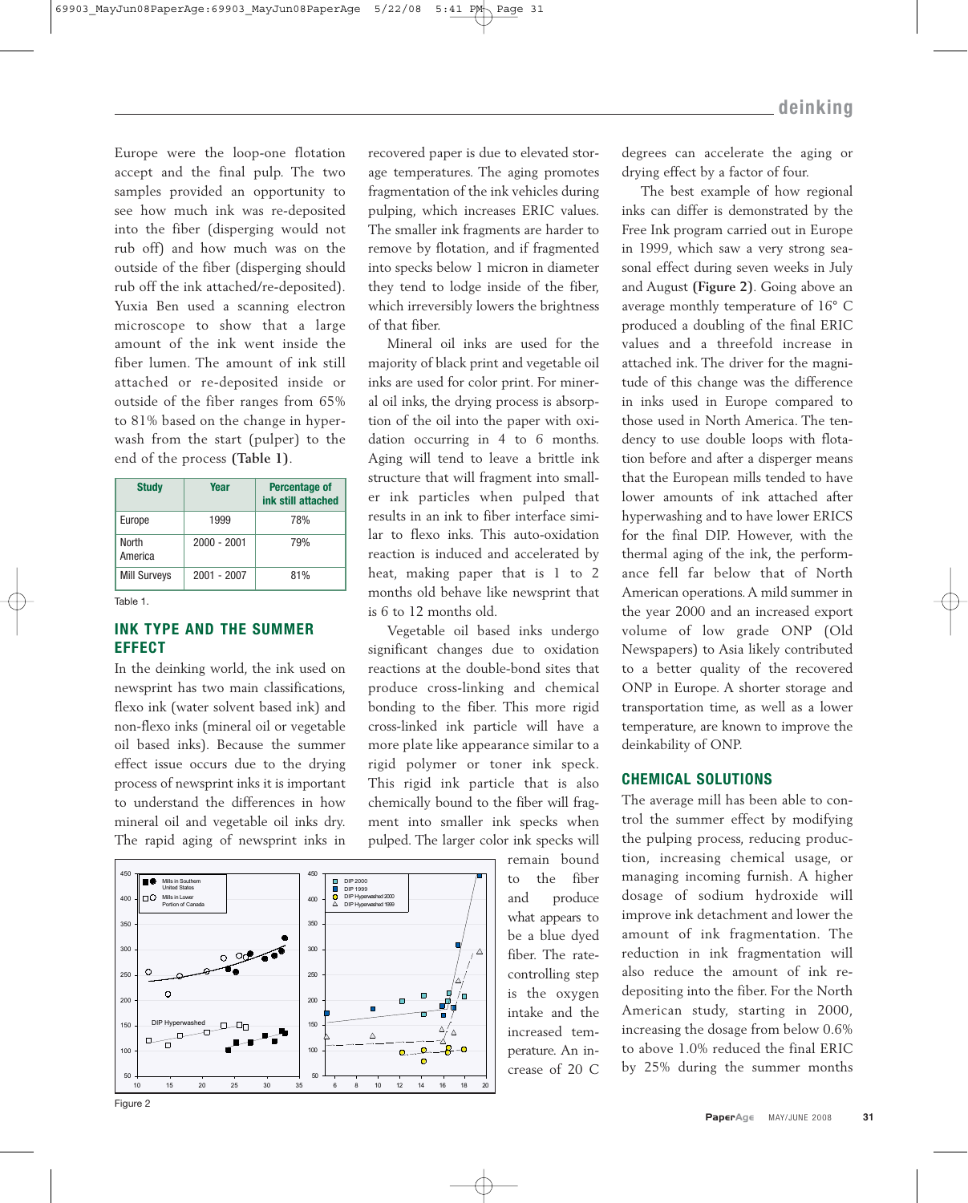Europe were the loop-one flotation accept and the final pulp. The two samples provided an opportunity to see how much ink was re-deposited into the fiber (dispersing would not rub off) and how much was on the outside of the fiber (dispersing should rub off the ink attached/re-deposited). Yuxia Ben used a scanning electron microscope to show that a large amount of the ink went inside the fiber lumen. The amount of ink still attached or re-deposited inside or outside of the fiber ranges from 65% to 81% based on the change in hyperwash from the start (pulper) to the end of the process **(Table 1)**.

| Study | Year | Percentage of ink still attached |
|---|---|---|
| Europe | 1999 | 78% |
| North America | 2000 - 2001 | 79% |
| Mill Surveys | 2001 - 2007 | 81% |

Table 1.

## INK TYPE AND THE SUMMER EFFECT

In the deinking world, the ink used on newsprint has two main classifications, flexo ink (water solvent based ink) and non-flexo inks (mineral oil or vegetable oil based inks). Because the summer effect issue occurs due to the drying process of newsprint inks it is important to understand the differences in how mineral oil and vegetable oil inks dry. The rapid aging of newsprint inks in recovered paper is due to elevated storage temperatures. The aging promotes fragmentation of the ink vehicles during pulping, which increases ERIC values. The smaller ink fragments are harder to remove by flotation, and if fragmented into specks below 1 micron in diameter they tend to lodge inside of the fiber, which irreversibly lowers the brightness of that fiber.

Mineral oil inks are used for the majority of black print and vegetable oil inks are used for color print. For mineral oil inks, the drying process is absorption of the oil into the paper with oxidation occurring in 4 to 6 months. Aging will tend to leave a brittle ink structure that will fragment into smaller ink particles when pulped that results in an ink to fiber interface similar to flexo inks. This auto-oxidation reaction is induced and accelerated by heat, making paper that is 1 to 2 months old behave like newsprint that is 6 to 12 months old.

Vegetable oil based inks undergo significant changes due to oxidation reactions at the double-bond sites that produce cross-linking and chemical bonding to the fiber. This more rigid cross-linked ink particle will have a more plate like appearance similar to a rigid polymer or toner ink speck. This rigid ink particle that is also chemically bound to the fiber will fragment into smaller ink specks when pulped. The larger color ink specks will remain bound to the fiber and produce what appears to be a blue dyed fiber. The rate-controlling step is the oxygen intake and the increased temperature. An increase of 20 C degrees can accelerate the aging or drying effect by a factor of four.

Figure 2

The best example of how regional inks can differ is demonstrated by the Free Ink program carried out in Europe in 1999, which saw a very strong seasonal effect during seven weeks in July and August **(Figure 2)**. Going above an average monthly temperature of 16° C produced a doubling of the final ERIC values and a threefold increase in attached ink. The driver for the magnitude of this change was the difference in inks used in Europe compared to those used in North America. The tendency to use double loops with flotation before and after a disperger means that the European mills tended to have lower amounts of ink attached after hyperwashing and to have lower ERICS for the final DIP. However, with the thermal aging of the ink, the performance fell far below that of North American operations. A mild summer in the year 2000 and an increased export volume of low grade ONP (Old Newspapers) to Asia likely contributed to a better quality of the recovered ONP in Europe. A shorter storage and transportation time, as well as a lower temperature, are known to improve the deinkability of ONP.

## CHEMICAL SOLUTIONS

The average mill has been able to control the summer effect by modifying the pulping process, reducing production, increasing chemical usage, or managing incoming furnish. A higher dosage of sodium hydroxide will improve ink detachment and lower the amount of ink fragmentation. The reduction in ink fragmentation will also reduce the amount of ink re-depositing into the fiber. For the North American study, starting in 2000, increasing the dosage from below 0.6% to above 1.0% reduced the final ERIC by 25% during the summer months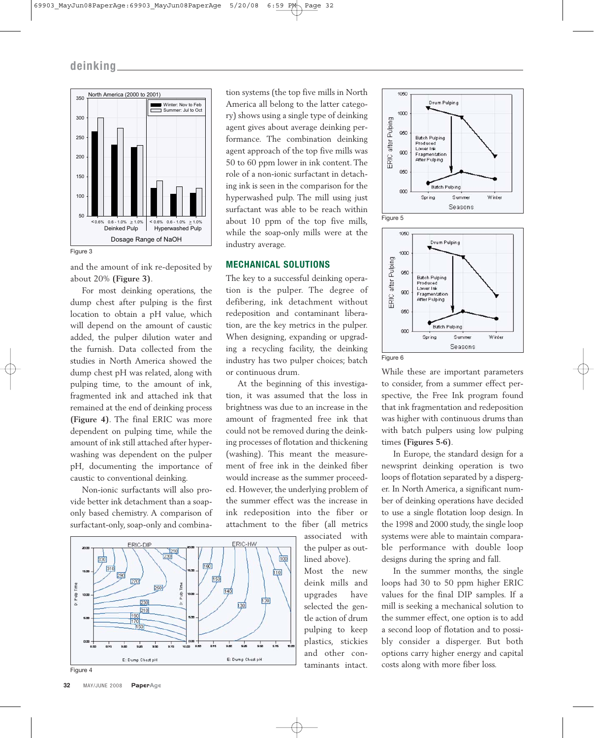Figure 3

and the amount of ink re-deposited by about 20% **(Figure 3)**.

For most deinking operations, the dump chest after pulping is the first location to obtain a pH value, which will depend on the amount of caustic added, the pulper dilution water and the furnish. Data collected from the studies in North America showed the dump chest pH was related, along with pulping time, to the amount of ink, fragmented ink and attached ink that remained at the end of deinking process **(Figure 4)**. The final ERIC was more dependent on pulping time, while the amount of ink still attached after hyperwashing was dependent on the pulper pH, documenting the importance of caustic to conventional deinking.

Non-ionic surfactants will also provide better ink detachment than a soap-only based chemistry. A comparison of surfactant-only, soap-only and combination systems (the top five mills in North America all belong to the latter category) shows using a single type of deinking agent gives about average deinking performance. The combination deinking agent approach of the top five mills was 50 to 60 ppm lower in ink content. The role of a non-ionic surfactant in detaching ink is seen in the comparison for the hyperwashed pulp. The mill using just surfactant was able to be reach within about 10 ppm of the top five mills, while the soap-only mills were at the industry average.

## MECHANICAL SOLUTIONS

The key to a successful deinking operation is the pulper. The degree of defibering, ink detachment without redeposition and contaminant liberation, are the key metrics in the pulper. When designing, expanding or upgrading a recycling facility, the deinking industry has two pulper choices; batch or continuous drum.

At the beginning of this investigation, it was assumed that the loss in brightness was due to an increase in the amount of fragmented free ink that could not be removed during the deinking processes of flotation and thickening (washing). This meant the measurement of free ink in the deinked fiber would increase as the summer proceeded. However, the underlying problem of the summer effect was the increase in ink redeposition into the fiber or attachment to the fiber (all metrics associated with the pulper as outlined above). Most the new deink mills and upgrades have selected the gentle action of drum pulping to keep plastics, stickies and other contaminants intact.

Figure 4

Figure 5

Figure 6

While these are important parameters to consider, from a summer effect perspective, the Free Ink program found that ink fragmentation and redeposition was higher with continuous drums than with batch pulpers using low pulping times **(Figures 5-6)**.

In Europe, the standard design for a newsprint deinking operation is two loops of flotation separated by a disperger. In North America, a significant number of deinking operations have decided to use a single flotation loop design. In the 1998 and 2000 study, the single loop systems were able to maintain comparable performance with double loop designs during the spring and fall.

In the summer months, the single loops had 30 to 50 ppm higher ERIC values for the final DIP samples. If a mill is seeking a mechanical solution to the summer effect, one option is to add a second loop of flotation and to possibly consider a disperger. But both options carry higher energy and capital costs along with more fiber loss.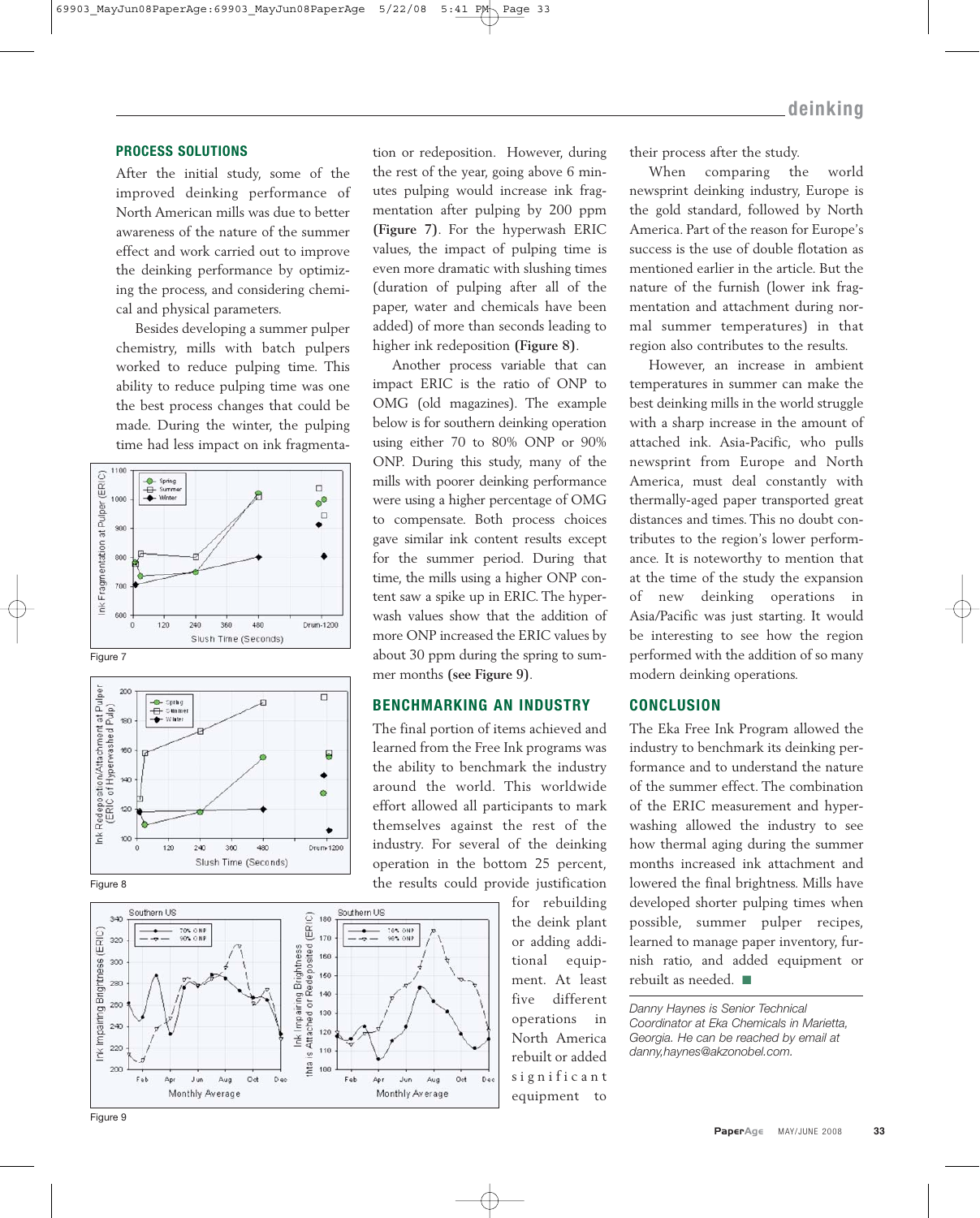## PROCESS SOLUTIONS

After the initial study, some of the improved deinking performance of North American mills was due to better awareness of the nature of the summer effect and work carried out to improve the deinking performance by optimizing the process, and considering chemical and physical parameters.

Besides developing a summer pulper chemistry, mills with batch pulpers worked to reduce pulping time. This ability to reduce pulping time was one the best process changes that could be made. During the winter, the pulping time had less impact on ink fragmentation or redeposition. However, during the rest of the year, going above 6 minutes pulping would increase ink fragmentation after pulping by 200 ppm **(Figure 7)**. For the hyperwash ERIC values, the impact of pulping time is even more dramatic with slushing times (duration of pulping after all of the paper, water and chemicals have been added) of more than seconds leading to higher ink redeposition **(Figure 8)**.

Another process variable that can impact ERIC is the ratio of ONP to OMG (old magazines). The example below is for southern deinking operation using either 70 to 80% ONP or 90% ONP. During this study, many of the mills with poorer deinking performance were using a higher percentage of OMG to compensate. Both process choices gave similar ink content results except for the summer period. During that time, the mills using a higher ONP content saw a spike up in ERIC. The hyperwash values show that the addition of more ONP increased the ERIC values by about 30 ppm during the spring to summer months **(see Figure 9)**.

Ink Fragmentation at Pulper (ERIC)
1100
1000
900
800
700
600
0 120 240 360 480 Drum-1200
Slush Time (Seconds)
Spring
Summer
Winter

Figure 7

Ink Redeposition/Attachment at Pulper (ERIC of Hyperwashed Pulp)
200
180
160
140
120
100
0 120 240 360 480 Drum-1200
Slush Time (Seconds)
Spring
Summer
Winter

Figure 8

Southern US
Ink Impairing Brightness (ERIC)
340 320 300 280 260 240 220 200
Feb Apr Jun Aug Oct Dec
Monthly Average
70% ONP
90% ONP

Southern US
Ink Impairing Brightness that is Attached or Redeposited (ERIC)
180 170 160 150 140 130 120 110 100
Feb Apr Jun Aug Oct Dec
Monthly Average
70% ONP
90% ONP

Figure 9

## BENCHMARKING AN INDUSTRY

The final portion of items achieved and learned from the Free Ink programs was the ability to benchmark the industry around the world. This worldwide effort allowed all participants to mark themselves against the rest of the industry. For several of the deinking operation in the bottom 25 percent, the results could provide justification for rebuilding the deink plant or adding additional equipment. At least five different operations in North America rebuilt or added significant equipment to their process after the study.

When comparing the world newsprint deinking industry, Europe is the gold standard, followed by North America. Part of the reason for Europe's success is the use of double flotation as mentioned earlier in the article. But the nature of the furnish (lower ink fragmentation and attachment during normal summer temperatures) in that region also contributes to the results.

However, an increase in ambient temperatures in summer can make the best deinking mills in the world struggle with a sharp increase in the amount of attached ink. Asia-Pacific, who pulls newsprint from Europe and North America, must deal constantly with thermally-aged paper transported great distances and times. This no doubt contributes to the region's lower performance. It is noteworthy to mention that at the time of the study the expansion of new deinking operations in Asia/Pacific was just starting. It would be interesting to see how the region performed with the addition of so many modern deinking operations.

## CONCLUSION

The Eka Free Ink Program allowed the industry to benchmark its deinking performance and to understand the nature of the summer effect. The combination of the ERIC measurement and hyperwashing allowed the industry to see how thermal aging during the summer months increased ink attachment and lowered the final brightness. Mills have developed shorter pulping times when possible, summer pulper recipes, learned to manage paper inventory, furnish ratio, and added equipment or rebuilt as needed. ■

*Danny Haynes is Senior Technical Coordinator at Eka Chemicals in Marietta, Georgia. He can be reached by email at danny,haynes@akzonobel.com.*